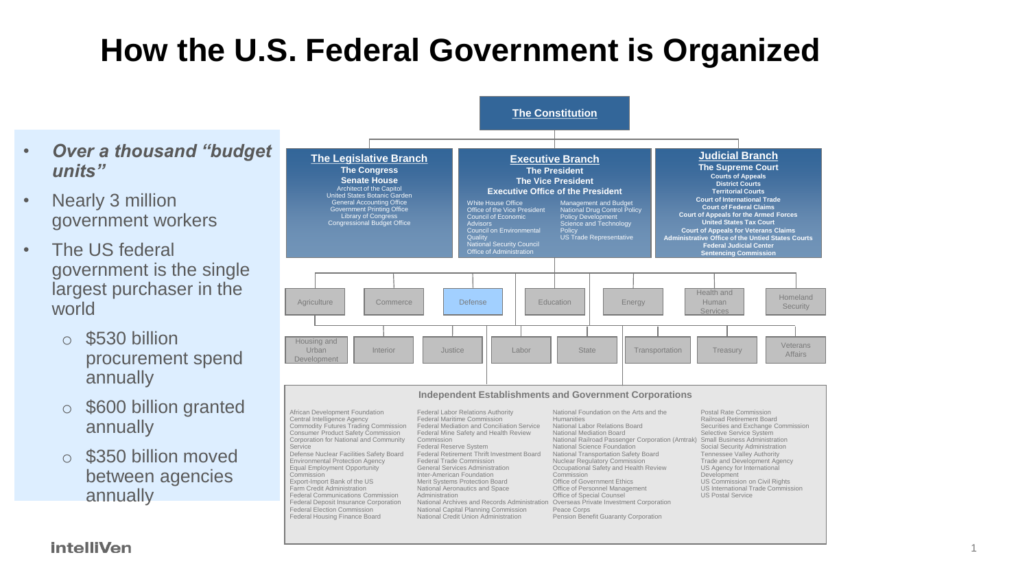# How the U.S. Federal Government is Organized

- ***Over a thousand "budget units"***
- Nearly 3 million government workers
- The US federal government is the single largest purchaser in the world
  - $530 billion procurement spend annually
  - $600 billion granted annually
  - $350 billion moved between agencies annually

## The Constitution

### The Legislative Branch

**The Congress**
**Senate House**

Architect of the Capitol
United States Botanic Garden
General Accounting Office
Government Printing Office
Library of Congress
Congressional Budget Office

### Executive Branch

**The President**
**The Vice President**
**Executive Office of the President**

White House Office
Office of the Vice President
Council of Economic Advisors
Council on Environmental Quality
National Security Council
Office of Administration
Management and Budget
National Drug Control Policy
Policy Development
Science and Technology Policy
US Trade Representative

### Judicial Branch

**The Supreme Court**

**Courts of Appeals**
**District Courts**
**Territorial Courts**
**Court of International Trade**
**Court of Federal Claims**
**Court of Appeals for the Armed Forces**
**United States Tax Court**
**Court of Appeals for Veterans Claims**
**Administrative Office of the Untied States Courts**
**Federal Judicial Center**
**Sentencing Commission**

### Departments

Agriculture
Commerce
Defense
Education
Energy
Health and Human Services
Homeland Security
Housing and Urban Development
Interior
Justice
Labor
State
Transportation
Treasury
Veterans Affairs

### Independent Establishments and Government Corporations

African Development Foundation
Central Intelligence Agency
Commodity Futures Trading Commission
Consumer Product Safety Commission
Corporation for National and Community Service
Defense Nuclear Facilities Safety Board
Environmental Protection Agency
Equal Employment Opportunity Commission
Export-Import Bank of the US
Farm Credit Administration
Federal Communications Commission
Federal Deposit Insurance Corporation
Federal Election Commission
Federal Housing Finance Board
Federal Labor Relations Authority
Federal Maritime Commission
Federal Mediation and Conciliation Service
Federal Mine Safety and Health Review Commission
Federal Reserve System
Federal Retirement Thrift Investment Board
Federal Trade Commission
General Services Administration
Inter-American Foundation
Merit Systems Protection Board
National Aeronautics and Space Administration
National Archives and Records Administration
National Capital Planning Commission
National Credit Union Administration
National Foundation on the Arts and the Humanities
National Labor Relations Board
National Mediation Board
National Railroad Passenger Corporation (Amtrak)
National Science Foundation
National Transportation Safety Board
Nuclear Regulatory Commission
Occupational Safety and Health Review Commission
Office of Government Ethics
Office of Personnel Management
Office of Special Counsel
Overseas Private Investment Corporation
Peace Corps
Pension Benefit Guaranty Corporation
Postal Rate Commission
Railroad Retirement Board
Securities and Exchange Commission
Selective Service System
Small Business Administration
Social Security Administration
Tennessee Valley Authority
Trade and Development Agency
US Agency for International Development
US Commission on Civil Rights
US International Trade Commission
US Postal Service

intelliVen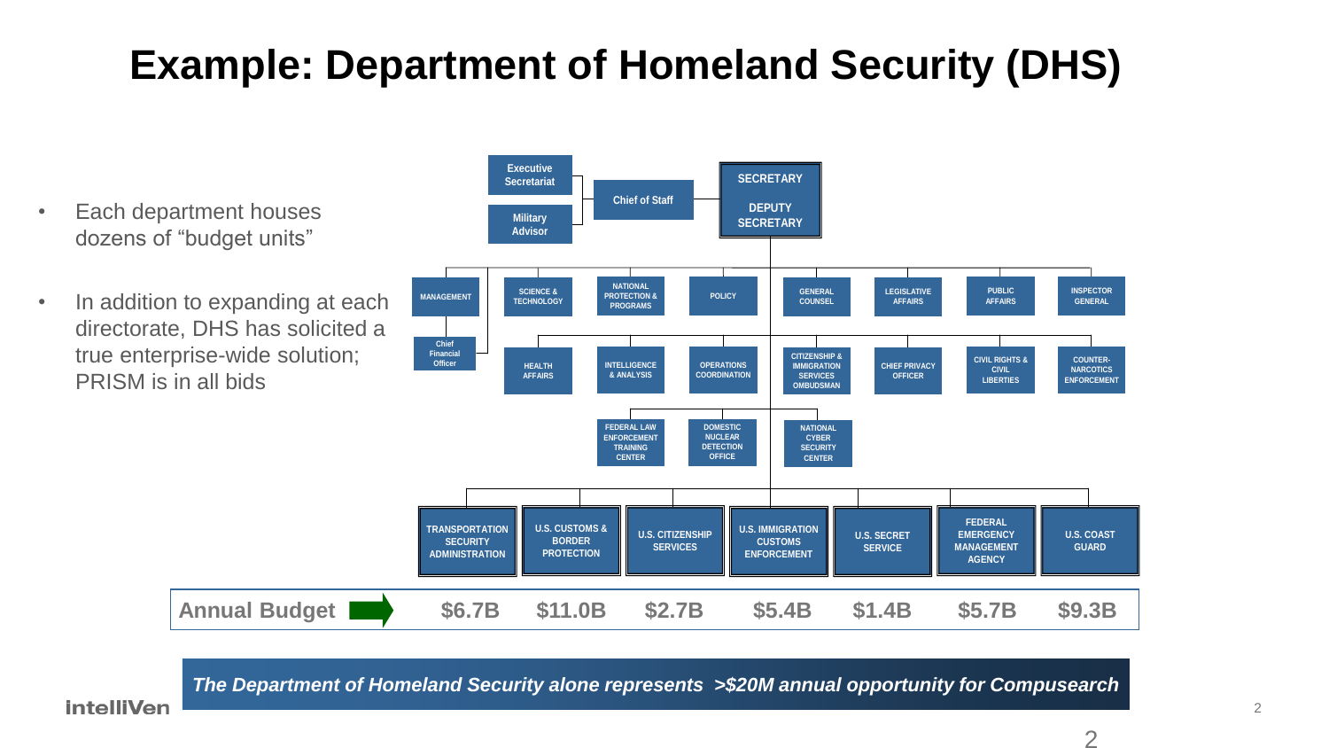# Example: Department of Homeland Security (DHS)

- Each department houses dozens of “budget units”
- In addition to expanding at each directorate, DHS has solicited a true enterprise-wide solution; PRISM is in all bids

Executive Secretariat

Military Advisor

Chief of Staff

SECRETARY

DEPUTY SECRETARY

MANAGEMENT

Chief Financial Officer

SCIENCE & TECHNOLOGY

NATIONAL PROTECTION & PROGRAMS

POLICY

GENERAL COUNSEL

LEGISLATIVE AFFAIRS

PUBLIC AFFAIRS

INSPECTOR GENERAL

HEALTH AFFAIRS

INTELLIGENCE & ANALYSIS

OPERATIONS COORDINATION

CITIZENSHIP & IMMIGRATION SERVICES OMBUDSMAN

CHIEF PRIVACY OFFICER

CIVIL RIGHTS & CIVIL LIBERTIES

COUNTER-NARCOTICS ENFORCEMENT

FEDERAL LAW ENFORCEMENT TRAINING CENTER

DOMESTIC NUCLEAR DETECTION OFFICE

NATIONAL CYBER SECURITY CENTER

| | TRANSPORTATION SECURITY ADMINISTRATION | U.S. CUSTOMS & BORDER PROTECTION | U.S. CITIZENSHIP SERVICES | U.S. IMMIGRATION CUSTOMS ENFORCEMENT | U.S. SECRET SERVICE | FEDERAL EMERGENCY MANAGEMENT AGENCY | U.S. COAST GUARD |
|---|---|---|---|---|---|---|---|
| **Annual Budget** | **$6.7B** | **$11.0B** | **$2.7B** | **$5.4B** | **$1.4B** | **$5.7B** | **$9.3B** |

***The Department of Homeland Security alone represents >$20M annual opportunity for Compusearch***

intelliVen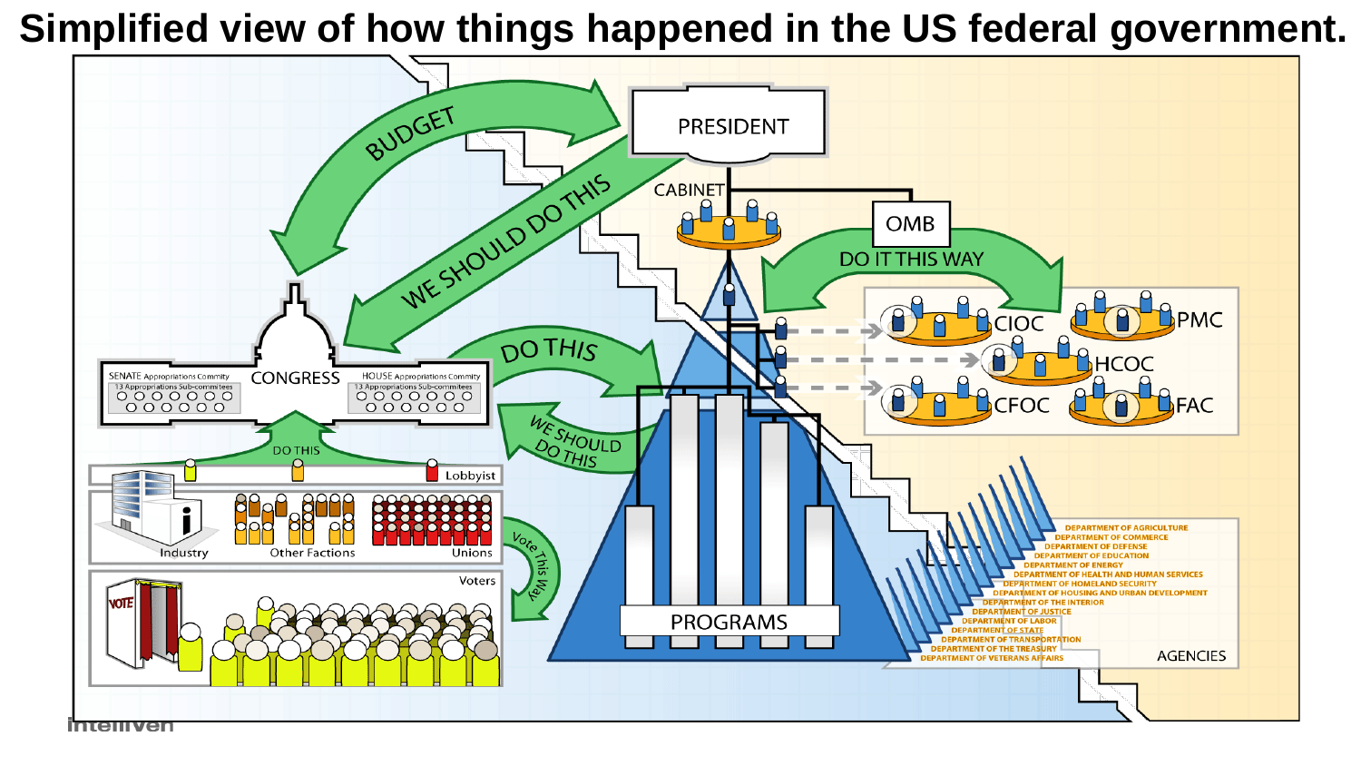# Simplified view of how things happened in the US federal government.

BUDGET

PRESIDENT

WE SHOULD DO THIS

CABINET

OMB

DO IT THIS WAY

CIOC

PMC

HCOC

CFOC

FAC

DO THIS

WE SHOULD DO THIS

CONGRESS

SENATE Appropriations Commity

13 Appropriations Sub-commitees

HOUSE Appropriations Commity

13 Appropriations Sub-commitees

DO THIS

Lobbyist

Industry

Other Factions

Unions

Vote This Way

Voters

VOTE

PROGRAMS

DEPARTMENT OF AGRICULTURE
DEPARTMENT OF COMMERCE
DEPARTMENT OF DEFENSE
DEPARTMENT OF EDUCATION
DEPARTMENT OF ENERGY
DEPARTMENT OF HEALTH AND HUMAN SERVICES
DEPARTMENT OF HOMELAND SECURITY
DEPARTMENT OF HOUSING AND URBAN DEVELOPMENT
DEPARTMENT OF THE INTERIOR
DEPARTMENT OF JUSTICE
DEPARTMENT OF LABOR
DEPARTMENT OF STATE
DEPARTMENT OF TRANSPORTATION
DEPARTMENT OF THE TREASURY
DEPARTMENT OF VETERANS AFFAIRS

AGENCIES

Intelliven